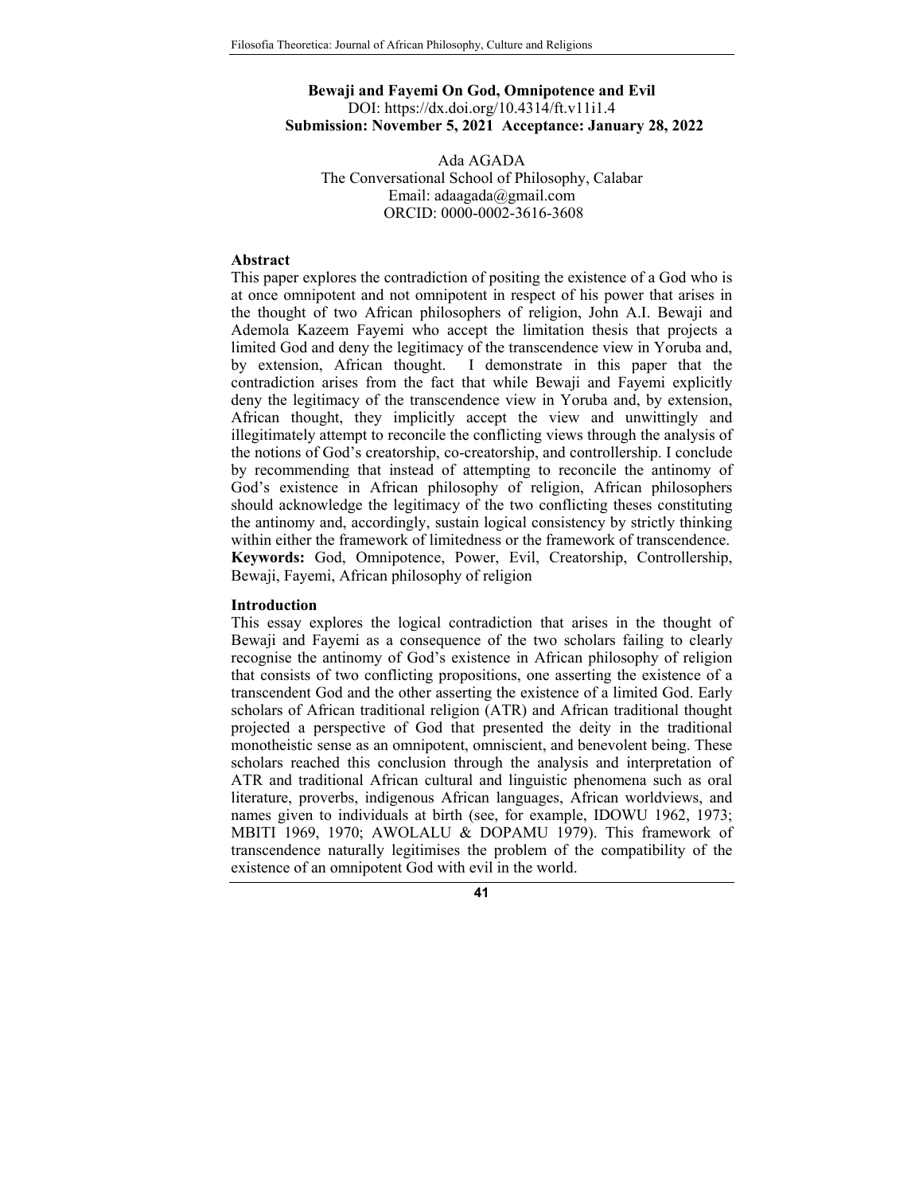# Bewaji and Fayemi On God, Omnipotence and Evil

DOI: https://dx.doi.org/10.4314/ft.v11i1.4

**Submission: November 5, 2021 Acceptance: January 28, 2022**

Ada AGADA
The Conversational School of Philosophy, Calabar
Email: adaagada@gmail.com
ORCID: 0000-0002-3616-3608

## Abstract

This paper explores the contradiction of positing the existence of a God who is at once omnipotent and not omnipotent in respect of his power that arises in the thought of two African philosophers of religion, John A.I. Bewaji and Ademola Kazeem Fayemi who accept the limitation thesis that projects a limited God and deny the legitimacy of the transcendence view in Yoruba and, by extension, African thought. I demonstrate in this paper that the contradiction arises from the fact that while Bewaji and Fayemi explicitly deny the legitimacy of the transcendence view in Yoruba and, by extension, African thought, they implicitly accept the view and unwittingly and illegitimately attempt to reconcile the conflicting views through the analysis of the notions of God's creatorship, co-creatorship, and controllership. I conclude by recommending that instead of attempting to reconcile the antinomy of God's existence in African philosophy of religion, African philosophers should acknowledge the legitimacy of the two conflicting theses constituting the antinomy and, accordingly, sustain logical consistency by strictly thinking within either the framework of limitedness or the framework of transcendence.

**Keywords:** God, Omnipotence, Power, Evil, Creatorship, Controllership, Bewaji, Fayemi, African philosophy of religion

## Introduction

This essay explores the logical contradiction that arises in the thought of Bewaji and Fayemi as a consequence of the two scholars failing to clearly recognise the antinomy of God's existence in African philosophy of religion that consists of two conflicting propositions, one asserting the existence of a transcendent God and the other asserting the existence of a limited God. Early scholars of African traditional religion (ATR) and African traditional thought projected a perspective of God that presented the deity in the traditional monotheistic sense as an omnipotent, omniscient, and benevolent being. These scholars reached this conclusion through the analysis and interpretation of ATR and traditional African cultural and linguistic phenomena such as oral literature, proverbs, indigenous African languages, African worldviews, and names given to individuals at birth (see, for example, IDOWU 1962, 1973; MBITI 1969, 1970; AWOLALU & DOPAMU 1979). This framework of transcendence naturally legitimises the problem of the compatibility of the existence of an omnipotent God with evil in the world.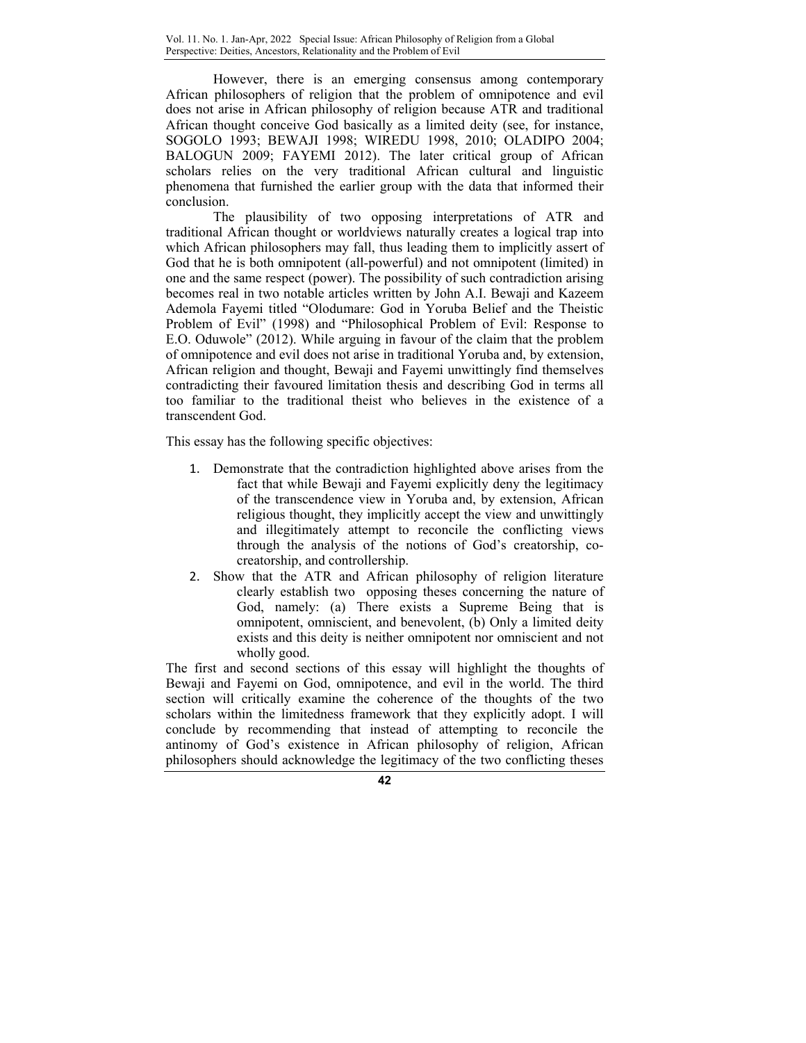However, there is an emerging consensus among contemporary African philosophers of religion that the problem of omnipotence and evil does not arise in African philosophy of religion because ATR and traditional African thought conceive God basically as a limited deity (see, for instance, SOGOLO 1993; BEWAJI 1998; WIREDU 1998, 2010; OLADIPO 2004; BALOGUN 2009; FAYEMI 2012). The later critical group of African scholars relies on the very traditional African cultural and linguistic phenomena that furnished the earlier group with the data that informed their conclusion.

The plausibility of two opposing interpretations of ATR and traditional African thought or worldviews naturally creates a logical trap into which African philosophers may fall, thus leading them to implicitly assert of God that he is both omnipotent (all-powerful) and not omnipotent (limited) in one and the same respect (power). The possibility of such contradiction arising becomes real in two notable articles written by John A.I. Bewaji and Kazeem Ademola Fayemi titled "Olodumare: God in Yoruba Belief and the Theistic Problem of Evil" (1998) and "Philosophical Problem of Evil: Response to E.O. Oduwole" (2012). While arguing in favour of the claim that the problem of omnipotence and evil does not arise in traditional Yoruba and, by extension, African religion and thought, Bewaji and Fayemi unwittingly find themselves contradicting their favoured limitation thesis and describing God in terms all too familiar to the traditional theist who believes in the existence of a transcendent God.

This essay has the following specific objectives:

1. Demonstrate that the contradiction highlighted above arises from the fact that while Bewaji and Fayemi explicitly deny the legitimacy of the transcendence view in Yoruba and, by extension, African religious thought, they implicitly accept the view and unwittingly and illegitimately attempt to reconcile the conflicting views through the analysis of the notions of God's creatorship, co-creatorship, and controllership.
2. Show that the ATR and African philosophy of religion literature clearly establish two opposing theses concerning the nature of God, namely: (a) There exists a Supreme Being that is omnipotent, omniscient, and benevolent, (b) Only a limited deity exists and this deity is neither omnipotent nor omniscient and not wholly good.

The first and second sections of this essay will highlight the thoughts of Bewaji and Fayemi on God, omnipotence, and evil in the world. The third section will critically examine the coherence of the thoughts of the two scholars within the limitedness framework that they explicitly adopt. I will conclude by recommending that instead of attempting to reconcile the antinomy of God's existence in African philosophy of religion, African philosophers should acknowledge the legitimacy of the two conflicting theses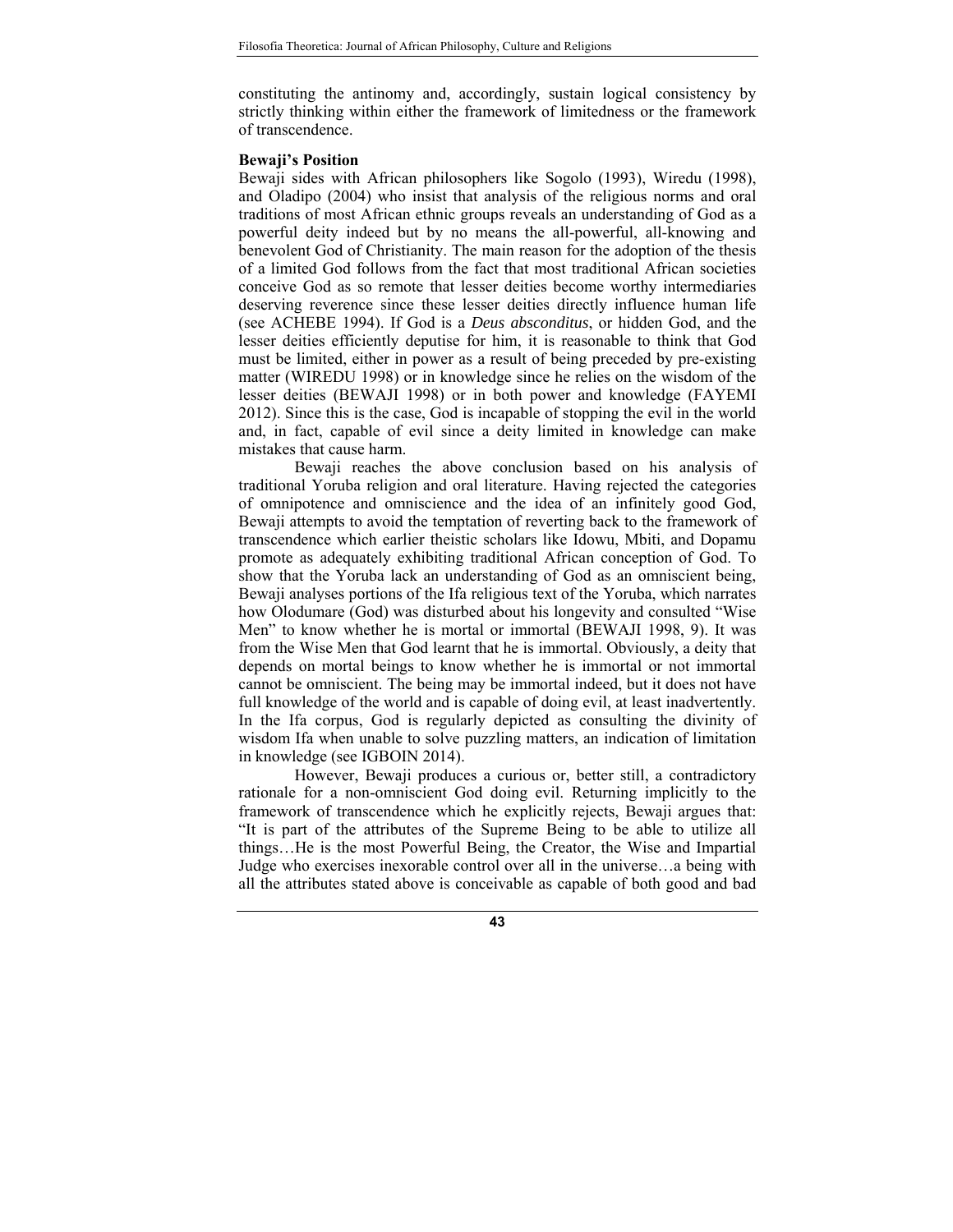constituting the antinomy and, accordingly, sustain logical consistency by strictly thinking within either the framework of limitedness or the framework of transcendence.

**Bewaji's Position**

Bewaji sides with African philosophers like Sogolo (1993), Wiredu (1998), and Oladipo (2004) who insist that analysis of the religious norms and oral traditions of most African ethnic groups reveals an understanding of God as a powerful deity indeed but by no means the all-powerful, all-knowing and benevolent God of Christianity. The main reason for the adoption of the thesis of a limited God follows from the fact that most traditional African societies conceive God as so remote that lesser deities become worthy intermediaries deserving reverence since these lesser deities directly influence human life (see ACHEBE 1994). If God is a *Deus absconditus*, or hidden God, and the lesser deities efficiently deputise for him, it is reasonable to think that God must be limited, either in power as a result of being preceded by pre-existing matter (WIREDU 1998) or in knowledge since he relies on the wisdom of the lesser deities (BEWAJI 1998) or in both power and knowledge (FAYEMI 2012). Since this is the case, God is incapable of stopping the evil in the world and, in fact, capable of evil since a deity limited in knowledge can make mistakes that cause harm.

Bewaji reaches the above conclusion based on his analysis of traditional Yoruba religion and oral literature. Having rejected the categories of omnipotence and omniscience and the idea of an infinitely good God, Bewaji attempts to avoid the temptation of reverting back to the framework of transcendence which earlier theistic scholars like Idowu, Mbiti, and Dopamu promote as adequately exhibiting traditional African conception of God. To show that the Yoruba lack an understanding of God as an omniscient being, Bewaji analyses portions of the Ifa religious text of the Yoruba, which narrates how Olodumare (God) was disturbed about his longevity and consulted "Wise Men" to know whether he is mortal or immortal (BEWAJI 1998, 9). It was from the Wise Men that God learnt that he is immortal. Obviously, a deity that depends on mortal beings to know whether he is immortal or not immortal cannot be omniscient. The being may be immortal indeed, but it does not have full knowledge of the world and is capable of doing evil, at least inadvertently. In the Ifa corpus, God is regularly depicted as consulting the divinity of wisdom Ifa when unable to solve puzzling matters, an indication of limitation in knowledge (see IGBOIN 2014).

However, Bewaji produces a curious or, better still, a contradictory rationale for a non-omniscient God doing evil. Returning implicitly to the framework of transcendence which he explicitly rejects, Bewaji argues that: "It is part of the attributes of the Supreme Being to be able to utilize all things…He is the most Powerful Being, the Creator, the Wise and Impartial Judge who exercises inexorable control over all in the universe…a being with all the attributes stated above is conceivable as capable of both good and bad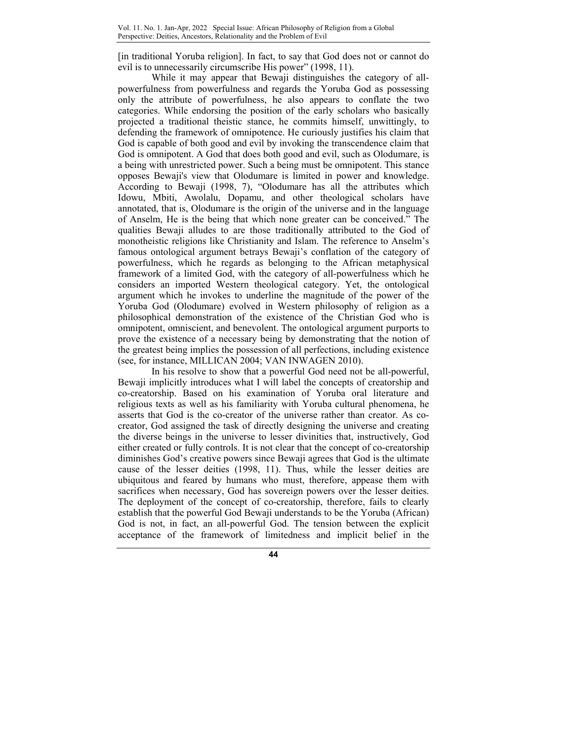[in traditional Yoruba religion]. In fact, to say that God does not or cannot do evil is to unnecessarily circumscribe His power" (1998, 11).

While it may appear that Bewaji distinguishes the category of all-powerfulness from powerfulness and regards the Yoruba God as possessing only the attribute of powerfulness, he also appears to conflate the two categories. While endorsing the position of the early scholars who basically projected a traditional theistic stance, he commits himself, unwittingly, to defending the framework of omnipotence. He curiously justifies his claim that God is capable of both good and evil by invoking the transcendence claim that God is omnipotent. A God that does both good and evil, such as Olodumare, is a being with unrestricted power. Such a being must be omnipotent. This stance opposes Bewaji's view that Olodumare is limited in power and knowledge. According to Bewaji (1998, 7), "Olodumare has all the attributes which Idowu, Mbiti, Awolalu, Dopamu, and other theological scholars have annotated, that is, Olodumare is the origin of the universe and in the language of Anselm, He is the being that which none greater can be conceived." The qualities Bewaji alludes to are those traditionally attributed to the God of monotheistic religions like Christianity and Islam. The reference to Anselm's famous ontological argument betrays Bewaji's conflation of the category of powerfulness, which he regards as belonging to the African metaphysical framework of a limited God, with the category of all-powerfulness which he considers an imported Western theological category. Yet, the ontological argument which he invokes to underline the magnitude of the power of the Yoruba God (Olodumare) evolved in Western philosophy of religion as a philosophical demonstration of the existence of the Christian God who is omnipotent, omniscient, and benevolent. The ontological argument purports to prove the existence of a necessary being by demonstrating that the notion of the greatest being implies the possession of all perfections, including existence (see, for instance, MILLICAN 2004; VAN INWAGEN 2010).

In his resolve to show that a powerful God need not be all-powerful, Bewaji implicitly introduces what I will label the concepts of creatorship and co-creatorship. Based on his examination of Yoruba oral literature and religious texts as well as his familiarity with Yoruba cultural phenomena, he asserts that God is the co-creator of the universe rather than creator. As co-creator, God assigned the task of directly designing the universe and creating the diverse beings in the universe to lesser divinities that, instructively, God either created or fully controls. It is not clear that the concept of co-creatorship diminishes God's creative powers since Bewaji agrees that God is the ultimate cause of the lesser deities (1998, 11). Thus, while the lesser deities are ubiquitous and feared by humans who must, therefore, appease them with sacrifices when necessary, God has sovereign powers over the lesser deities. The deployment of the concept of co-creatorship, therefore, fails to clearly establish that the powerful God Bewaji understands to be the Yoruba (African) God is not, in fact, an all-powerful God. The tension between the explicit acceptance of the framework of limitedness and implicit belief in the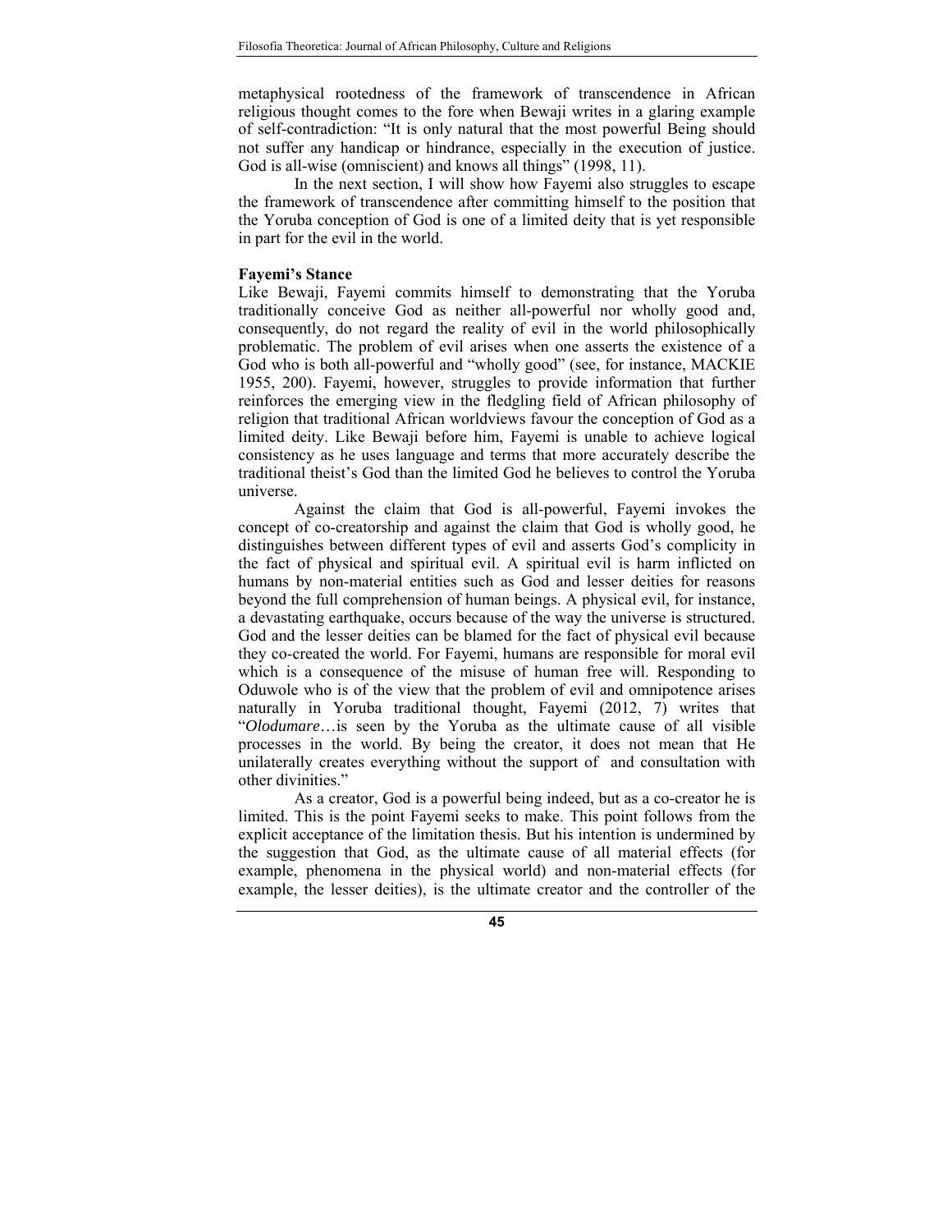metaphysical rootedness of the framework of transcendence in African religious thought comes to the fore when Bewaji writes in a glaring example of self-contradiction: "It is only natural that the most powerful Being should not suffer any handicap or hindrance, especially in the execution of justice. God is all-wise (omniscient) and knows all things" (1998, 11).

In the next section, I will show how Fayemi also struggles to escape the framework of transcendence after committing himself to the position that the Yoruba conception of God is one of a limited deity that is yet responsible in part for the evil in the world.

**Fayemi's Stance**

Like Bewaji, Fayemi commits himself to demonstrating that the Yoruba traditionally conceive God as neither all-powerful nor wholly good and, consequently, do not regard the reality of evil in the world philosophically problematic. The problem of evil arises when one asserts the existence of a God who is both all-powerful and "wholly good" (see, for instance, MACKIE 1955, 200). Fayemi, however, struggles to provide information that further reinforces the emerging view in the fledgling field of African philosophy of religion that traditional African worldviews favour the conception of God as a limited deity. Like Bewaji before him, Fayemi is unable to achieve logical consistency as he uses language and terms that more accurately describe the traditional theist's God than the limited God he believes to control the Yoruba universe.

Against the claim that God is all-powerful, Fayemi invokes the concept of co-creatorship and against the claim that God is wholly good, he distinguishes between different types of evil and asserts God's complicity in the fact of physical and spiritual evil. A spiritual evil is harm inflicted on humans by non-material entities such as God and lesser deities for reasons beyond the full comprehension of human beings. A physical evil, for instance, a devastating earthquake, occurs because of the way the universe is structured. God and the lesser deities can be blamed for the fact of physical evil because they co-created the world. For Fayemi, humans are responsible for moral evil which is a consequence of the misuse of human free will. Responding to Oduwole who is of the view that the problem of evil and omnipotence arises naturally in Yoruba traditional thought, Fayemi (2012, 7) writes that "*Olodumare*…is seen by the Yoruba as the ultimate cause of all visible processes in the world. By being the creator, it does not mean that He unilaterally creates everything without the support of and consultation with other divinities."

As a creator, God is a powerful being indeed, but as a co-creator he is limited. This is the point Fayemi seeks to make. This point follows from the explicit acceptance of the limitation thesis. But his intention is undermined by the suggestion that God, as the ultimate cause of all material effects (for example, phenomena in the physical world) and non-material effects (for example, the lesser deities), is the ultimate creator and the controller of the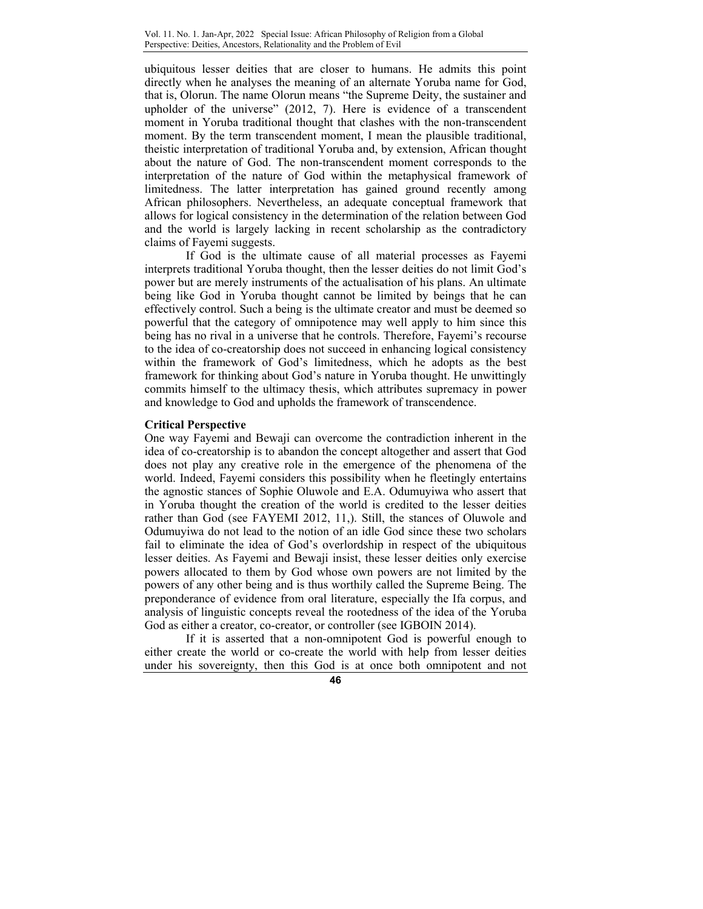ubiquitous lesser deities that are closer to humans. He admits this point directly when he analyses the meaning of an alternate Yoruba name for God, that is, Olorun. The name Olorun means "the Supreme Deity, the sustainer and upholder of the universe" (2012, 7). Here is evidence of a transcendent moment in Yoruba traditional thought that clashes with the non-transcendent moment. By the term transcendent moment, I mean the plausible traditional, theistic interpretation of traditional Yoruba and, by extension, African thought about the nature of God. The non-transcendent moment corresponds to the interpretation of the nature of God within the metaphysical framework of limitedness. The latter interpretation has gained ground recently among African philosophers. Nevertheless, an adequate conceptual framework that allows for logical consistency in the determination of the relation between God and the world is largely lacking in recent scholarship as the contradictory claims of Fayemi suggests.

If God is the ultimate cause of all material processes as Fayemi interprets traditional Yoruba thought, then the lesser deities do not limit God's power but are merely instruments of the actualisation of his plans. An ultimate being like God in Yoruba thought cannot be limited by beings that he can effectively control. Such a being is the ultimate creator and must be deemed so powerful that the category of omnipotence may well apply to him since this being has no rival in a universe that he controls. Therefore, Fayemi's recourse to the idea of co-creatorship does not succeed in enhancing logical consistency within the framework of God's limitedness, which he adopts as the best framework for thinking about God's nature in Yoruba thought. He unwittingly commits himself to the ultimacy thesis, which attributes supremacy in power and knowledge to God and upholds the framework of transcendence.

## Critical Perspective

One way Fayemi and Bewaji can overcome the contradiction inherent in the idea of co-creatorship is to abandon the concept altogether and assert that God does not play any creative role in the emergence of the phenomena of the world. Indeed, Fayemi considers this possibility when he fleetingly entertains the agnostic stances of Sophie Oluwole and E.A. Odumuyiwa who assert that in Yoruba thought the creation of the world is credited to the lesser deities rather than God (see FAYEMI 2012, 11,). Still, the stances of Oluwole and Odumuyiwa do not lead to the notion of an idle God since these two scholars fail to eliminate the idea of God's overlordship in respect of the ubiquitous lesser deities. As Fayemi and Bewaji insist, these lesser deities only exercise powers allocated to them by God whose own powers are not limited by the powers of any other being and is thus worthily called the Supreme Being. The preponderance of evidence from oral literature, especially the Ifa corpus, and analysis of linguistic concepts reveal the rootedness of the idea of the Yoruba God as either a creator, co-creator, or controller (see IGBOIN 2014).

If it is asserted that a non-omnipotent God is powerful enough to either create the world or co-create the world with help from lesser deities under his sovereignty, then this God is at once both omnipotent and not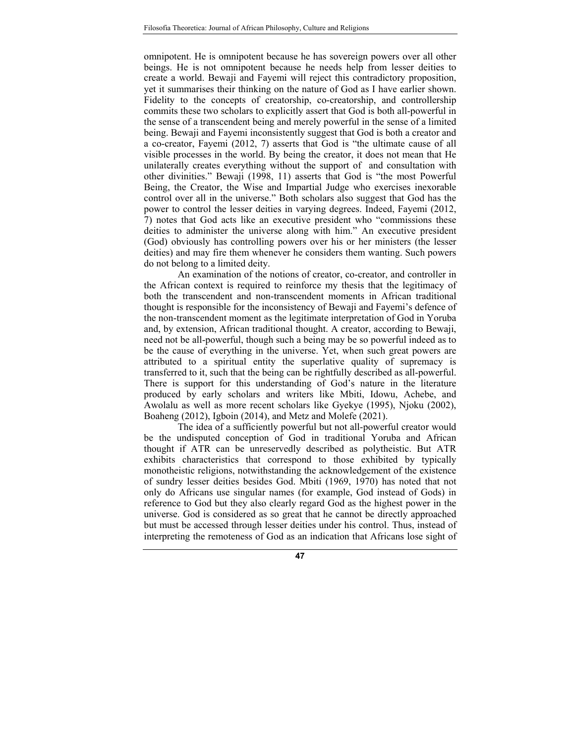omnipotent. He is omnipotent because he has sovereign powers over all other beings. He is not omnipotent because he needs help from lesser deities to create a world. Bewaji and Fayemi will reject this contradictory proposition, yet it summarises their thinking on the nature of God as I have earlier shown. Fidelity to the concepts of creatorship, co-creatorship, and controllership commits these two scholars to explicitly assert that God is both all-powerful in the sense of a transcendent being and merely powerful in the sense of a limited being. Bewaji and Fayemi inconsistently suggest that God is both a creator and a co-creator, Fayemi (2012, 7) asserts that God is "the ultimate cause of all visible processes in the world. By being the creator, it does not mean that He unilaterally creates everything without the support of and consultation with other divinities." Bewaji (1998, 11) asserts that God is "the most Powerful Being, the Creator, the Wise and Impartial Judge who exercises inexorable control over all in the universe." Both scholars also suggest that God has the power to control the lesser deities in varying degrees. Indeed, Fayemi (2012, 7) notes that God acts like an executive president who "commissions these deities to administer the universe along with him." An executive president (God) obviously has controlling powers over his or her ministers (the lesser deities) and may fire them whenever he considers them wanting. Such powers do not belong to a limited deity.

An examination of the notions of creator, co-creator, and controller in the African context is required to reinforce my thesis that the legitimacy of both the transcendent and non-transcendent moments in African traditional thought is responsible for the inconsistency of Bewaji and Fayemi's defence of the non-transcendent moment as the legitimate interpretation of God in Yoruba and, by extension, African traditional thought. A creator, according to Bewaji, need not be all-powerful, though such a being may be so powerful indeed as to be the cause of everything in the universe. Yet, when such great powers are attributed to a spiritual entity the superlative quality of supremacy is transferred to it, such that the being can be rightfully described as all-powerful. There is support for this understanding of God's nature in the literature produced by early scholars and writers like Mbiti, Idowu, Achebe, and Awolalu as well as more recent scholars like Gyekye (1995), Njoku (2002), Boaheng (2012), Igboin (2014), and Metz and Molefe (2021).

The idea of a sufficiently powerful but not all-powerful creator would be the undisputed conception of God in traditional Yoruba and African thought if ATR can be unreservedly described as polytheistic. But ATR exhibits characteristics that correspond to those exhibited by typically monotheistic religions, notwithstanding the acknowledgement of the existence of sundry lesser deities besides God. Mbiti (1969, 1970) has noted that not only do Africans use singular names (for example, God instead of Gods) in reference to God but they also clearly regard God as the highest power in the universe. God is considered as so great that he cannot be directly approached but must be accessed through lesser deities under his control. Thus, instead of interpreting the remoteness of God as an indication that Africans lose sight of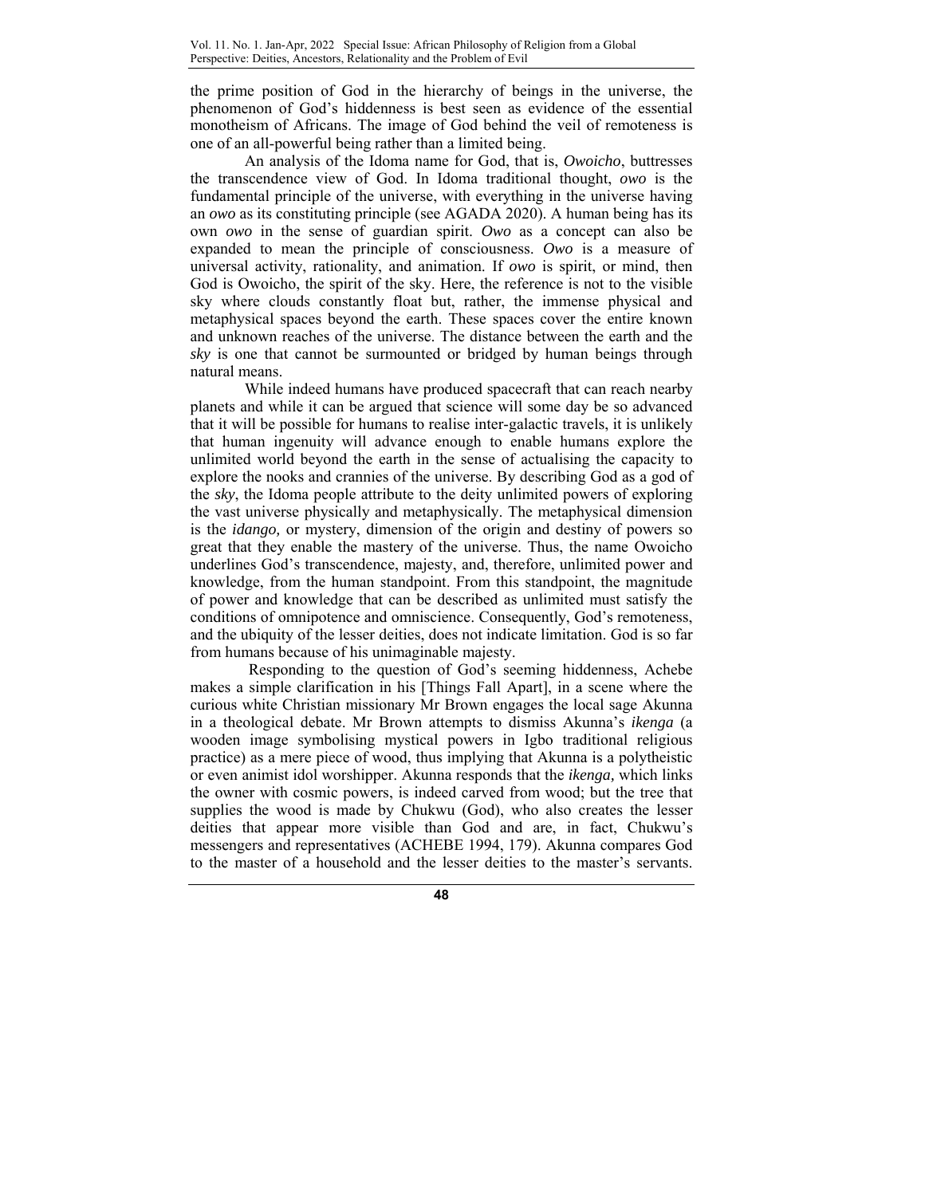the prime position of God in the hierarchy of beings in the universe, the phenomenon of God's hiddenness is best seen as evidence of the essential monotheism of Africans. The image of God behind the veil of remoteness is one of an all-powerful being rather than a limited being.

An analysis of the Idoma name for God, that is, *Owoicho*, buttresses the transcendence view of God. In Idoma traditional thought, *owo* is the fundamental principle of the universe, with everything in the universe having an *owo* as its constituting principle (see AGADA 2020). A human being has its own *owo* in the sense of guardian spirit. *Owo* as a concept can also be expanded to mean the principle of consciousness. *Owo* is a measure of universal activity, rationality, and animation. If *owo* is spirit, or mind, then God is Owoicho, the spirit of the sky. Here, the reference is not to the visible sky where clouds constantly float but, rather, the immense physical and metaphysical spaces beyond the earth. These spaces cover the entire known and unknown reaches of the universe. The distance between the earth and the *sky* is one that cannot be surmounted or bridged by human beings through natural means.

While indeed humans have produced spacecraft that can reach nearby planets and while it can be argued that science will some day be so advanced that it will be possible for humans to realise inter-galactic travels, it is unlikely that human ingenuity will advance enough to enable humans explore the unlimited world beyond the earth in the sense of actualising the capacity to explore the nooks and crannies of the universe. By describing God as a god of the *sky*, the Idoma people attribute to the deity unlimited powers of exploring the vast universe physically and metaphysically. The metaphysical dimension is the *idango,* or mystery, dimension of the origin and destiny of powers so great that they enable the mastery of the universe. Thus, the name Owoicho underlines God's transcendence, majesty, and, therefore, unlimited power and knowledge, from the human standpoint. From this standpoint, the magnitude of power and knowledge that can be described as unlimited must satisfy the conditions of omnipotence and omniscience. Consequently, God's remoteness, and the ubiquity of the lesser deities, does not indicate limitation. God is so far from humans because of his unimaginable majesty.

Responding to the question of God's seeming hiddenness, Achebe makes a simple clarification in his [Things Fall Apart], in a scene where the curious white Christian missionary Mr Brown engages the local sage Akunna in a theological debate. Mr Brown attempts to dismiss Akunna's *ikenga* (a wooden image symbolising mystical powers in Igbo traditional religious practice) as a mere piece of wood, thus implying that Akunna is a polytheistic or even animist idol worshipper. Akunna responds that the *ikenga,* which links the owner with cosmic powers, is indeed carved from wood; but the tree that supplies the wood is made by Chukwu (God), who also creates the lesser deities that appear more visible than God and are, in fact, Chukwu's messengers and representatives (ACHEBE 1994, 179). Akunna compares God to the master of a household and the lesser deities to the master's servants.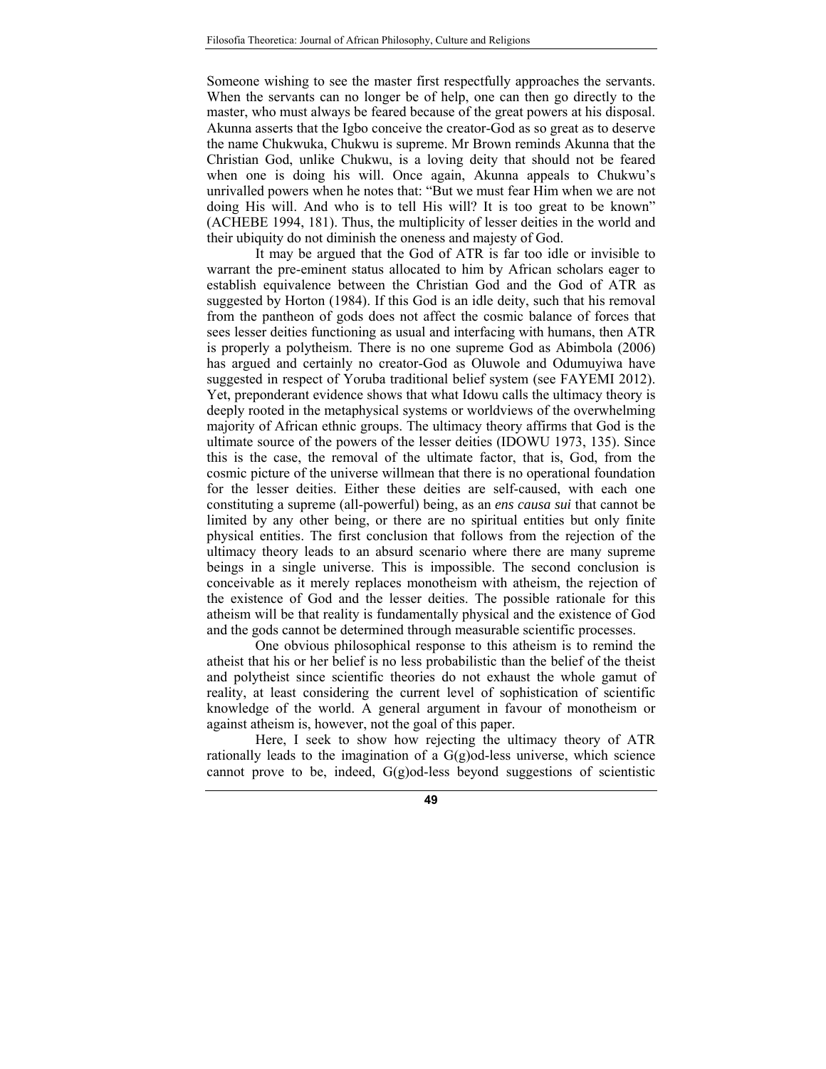Someone wishing to see the master first respectfully approaches the servants. When the servants can no longer be of help, one can then go directly to the master, who must always be feared because of the great powers at his disposal. Akunna asserts that the Igbo conceive the creator-God as so great as to deserve the name Chukwuka, Chukwu is supreme. Mr Brown reminds Akunna that the Christian God, unlike Chukwu, is a loving deity that should not be feared when one is doing his will. Once again, Akunna appeals to Chukwu's unrivalled powers when he notes that: "But we must fear Him when we are not doing His will. And who is to tell His will? It is too great to be known" (ACHEBE 1994, 181). Thus, the multiplicity of lesser deities in the world and their ubiquity do not diminish the oneness and majesty of God.

It may be argued that the God of ATR is far too idle or invisible to warrant the pre-eminent status allocated to him by African scholars eager to establish equivalence between the Christian God and the God of ATR as suggested by Horton (1984). If this God is an idle deity, such that his removal from the pantheon of gods does not affect the cosmic balance of forces that sees lesser deities functioning as usual and interfacing with humans, then ATR is properly a polytheism. There is no one supreme God as Abimbola (2006) has argued and certainly no creator-God as Oluwole and Odumuyiwa have suggested in respect of Yoruba traditional belief system (see FAYEMI 2012). Yet, preponderant evidence shows that what Idowu calls the ultimacy theory is deeply rooted in the metaphysical systems or worldviews of the overwhelming majority of African ethnic groups. The ultimacy theory affirms that God is the ultimate source of the powers of the lesser deities (IDOWU 1973, 135). Since this is the case, the removal of the ultimate factor, that is, God, from the cosmic picture of the universe willmean that there is no operational foundation for the lesser deities. Either these deities are self-caused, with each one constituting a supreme (all-powerful) being, as an *ens causa sui* that cannot be limited by any other being, or there are no spiritual entities but only finite physical entities. The first conclusion that follows from the rejection of the ultimacy theory leads to an absurd scenario where there are many supreme beings in a single universe. This is impossible. The second conclusion is conceivable as it merely replaces monotheism with atheism, the rejection of the existence of God and the lesser deities. The possible rationale for this atheism will be that reality is fundamentally physical and the existence of God and the gods cannot be determined through measurable scientific processes.

One obvious philosophical response to this atheism is to remind the atheist that his or her belief is no less probabilistic than the belief of the theist and polytheist since scientific theories do not exhaust the whole gamut of reality, at least considering the current level of sophistication of scientific knowledge of the world. A general argument in favour of monotheism or against atheism is, however, not the goal of this paper.

Here, I seek to show how rejecting the ultimacy theory of ATR rationally leads to the imagination of a G(g)od-less universe, which science cannot prove to be, indeed, G(g)od-less beyond suggestions of scientistic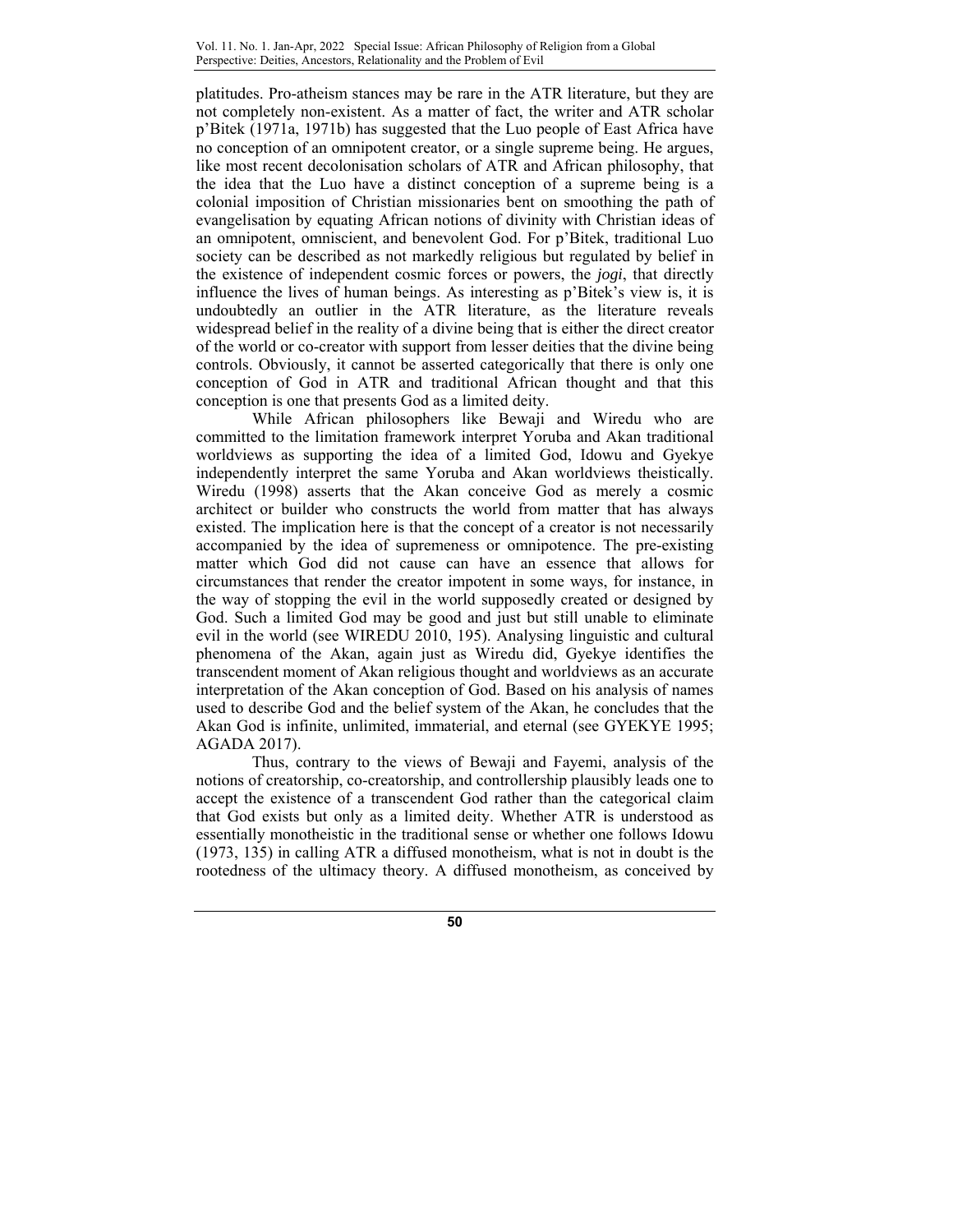platitudes. Pro-atheism stances may be rare in the ATR literature, but they are not completely non-existent. As a matter of fact, the writer and ATR scholar p'Bitek (1971a, 1971b) has suggested that the Luo people of East Africa have no conception of an omnipotent creator, or a single supreme being. He argues, like most recent decolonisation scholars of ATR and African philosophy, that the idea that the Luo have a distinct conception of a supreme being is a colonial imposition of Christian missionaries bent on smoothing the path of evangelisation by equating African notions of divinity with Christian ideas of an omnipotent, omniscient, and benevolent God. For p'Bitek, traditional Luo society can be described as not markedly religious but regulated by belief in the existence of independent cosmic forces or powers, the *jogi*, that directly influence the lives of human beings. As interesting as p'Bitek's view is, it is undoubtedly an outlier in the ATR literature, as the literature reveals widespread belief in the reality of a divine being that is either the direct creator of the world or co-creator with support from lesser deities that the divine being controls. Obviously, it cannot be asserted categorically that there is only one conception of God in ATR and traditional African thought and that this conception is one that presents God as a limited deity.

While African philosophers like Bewaji and Wiredu who are committed to the limitation framework interpret Yoruba and Akan traditional worldviews as supporting the idea of a limited God, Idowu and Gyekye independently interpret the same Yoruba and Akan worldviews theistically. Wiredu (1998) asserts that the Akan conceive God as merely a cosmic architect or builder who constructs the world from matter that has always existed. The implication here is that the concept of a creator is not necessarily accompanied by the idea of supremeness or omnipotence. The pre-existing matter which God did not cause can have an essence that allows for circumstances that render the creator impotent in some ways, for instance, in the way of stopping the evil in the world supposedly created or designed by God. Such a limited God may be good and just but still unable to eliminate evil in the world (see WIREDU 2010, 195). Analysing linguistic and cultural phenomena of the Akan, again just as Wiredu did, Gyekye identifies the transcendent moment of Akan religious thought and worldviews as an accurate interpretation of the Akan conception of God. Based on his analysis of names used to describe God and the belief system of the Akan, he concludes that the Akan God is infinite, unlimited, immaterial, and eternal (see GYEKYE 1995; AGADA 2017).

Thus, contrary to the views of Bewaji and Fayemi, analysis of the notions of creatorship, co-creatorship, and controllership plausibly leads one to accept the existence of a transcendent God rather than the categorical claim that God exists but only as a limited deity. Whether ATR is understood as essentially monotheistic in the traditional sense or whether one follows Idowu (1973, 135) in calling ATR a diffused monotheism, what is not in doubt is the rootedness of the ultimacy theory. A diffused monotheism, as conceived by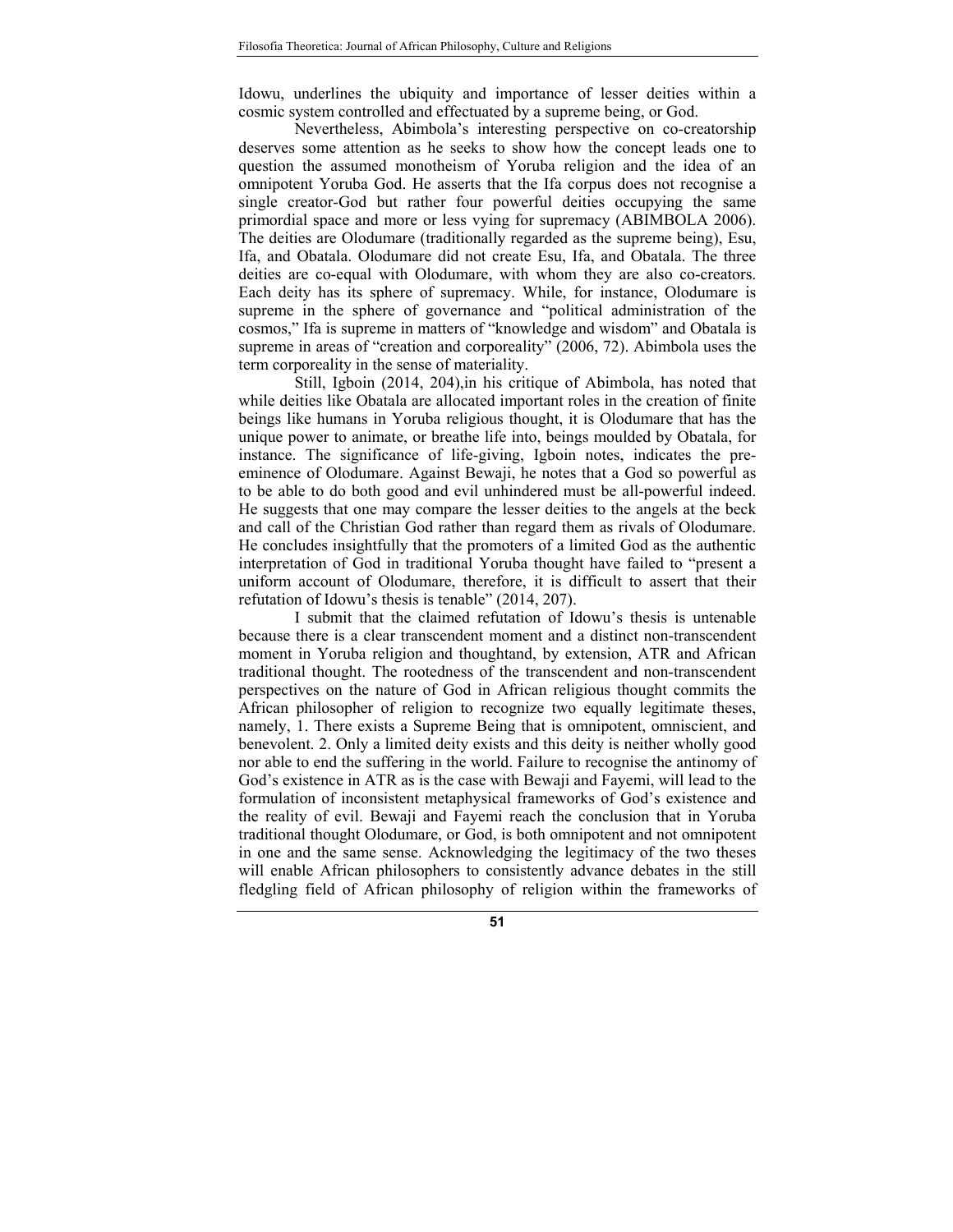Idowu, underlines the ubiquity and importance of lesser deities within a cosmic system controlled and effectuated by a supreme being, or God.

Nevertheless, Abimbola's interesting perspective on co-creatorship deserves some attention as he seeks to show how the concept leads one to question the assumed monotheism of Yoruba religion and the idea of an omnipotent Yoruba God. He asserts that the Ifa corpus does not recognise a single creator-God but rather four powerful deities occupying the same primordial space and more or less vying for supremacy (ABIMBOLA 2006). The deities are Olodumare (traditionally regarded as the supreme being), Esu, Ifa, and Obatala. Olodumare did not create Esu, Ifa, and Obatala. The three deities are co-equal with Olodumare, with whom they are also co-creators. Each deity has its sphere of supremacy. While, for instance, Olodumare is supreme in the sphere of governance and "political administration of the cosmos," Ifa is supreme in matters of "knowledge and wisdom" and Obatala is supreme in areas of "creation and corporeality" (2006, 72). Abimbola uses the term corporeality in the sense of materiality.

Still, Igboin (2014, 204),in his critique of Abimbola, has noted that while deities like Obatala are allocated important roles in the creation of finite beings like humans in Yoruba religious thought, it is Olodumare that has the unique power to animate, or breathe life into, beings moulded by Obatala, for instance. The significance of life-giving, Igboin notes, indicates the pre-eminence of Olodumare. Against Bewaji, he notes that a God so powerful as to be able to do both good and evil unhindered must be all-powerful indeed. He suggests that one may compare the lesser deities to the angels at the beck and call of the Christian God rather than regard them as rivals of Olodumare. He concludes insightfully that the promoters of a limited God as the authentic interpretation of God in traditional Yoruba thought have failed to "present a uniform account of Olodumare, therefore, it is difficult to assert that their refutation of Idowu's thesis is tenable" (2014, 207).

I submit that the claimed refutation of Idowu's thesis is untenable because there is a clear transcendent moment and a distinct non-transcendent moment in Yoruba religion and thoughtand, by extension, ATR and African traditional thought. The rootedness of the transcendent and non-transcendent perspectives on the nature of God in African religious thought commits the African philosopher of religion to recognize two equally legitimate theses, namely, 1. There exists a Supreme Being that is omnipotent, omniscient, and benevolent. 2. Only a limited deity exists and this deity is neither wholly good nor able to end the suffering in the world. Failure to recognise the antinomy of God's existence in ATR as is the case with Bewaji and Fayemi, will lead to the formulation of inconsistent metaphysical frameworks of God's existence and the reality of evil. Bewaji and Fayemi reach the conclusion that in Yoruba traditional thought Olodumare, or God, is both omnipotent and not omnipotent in one and the same sense. Acknowledging the legitimacy of the two theses will enable African philosophers to consistently advance debates in the still fledgling field of African philosophy of religion within the frameworks of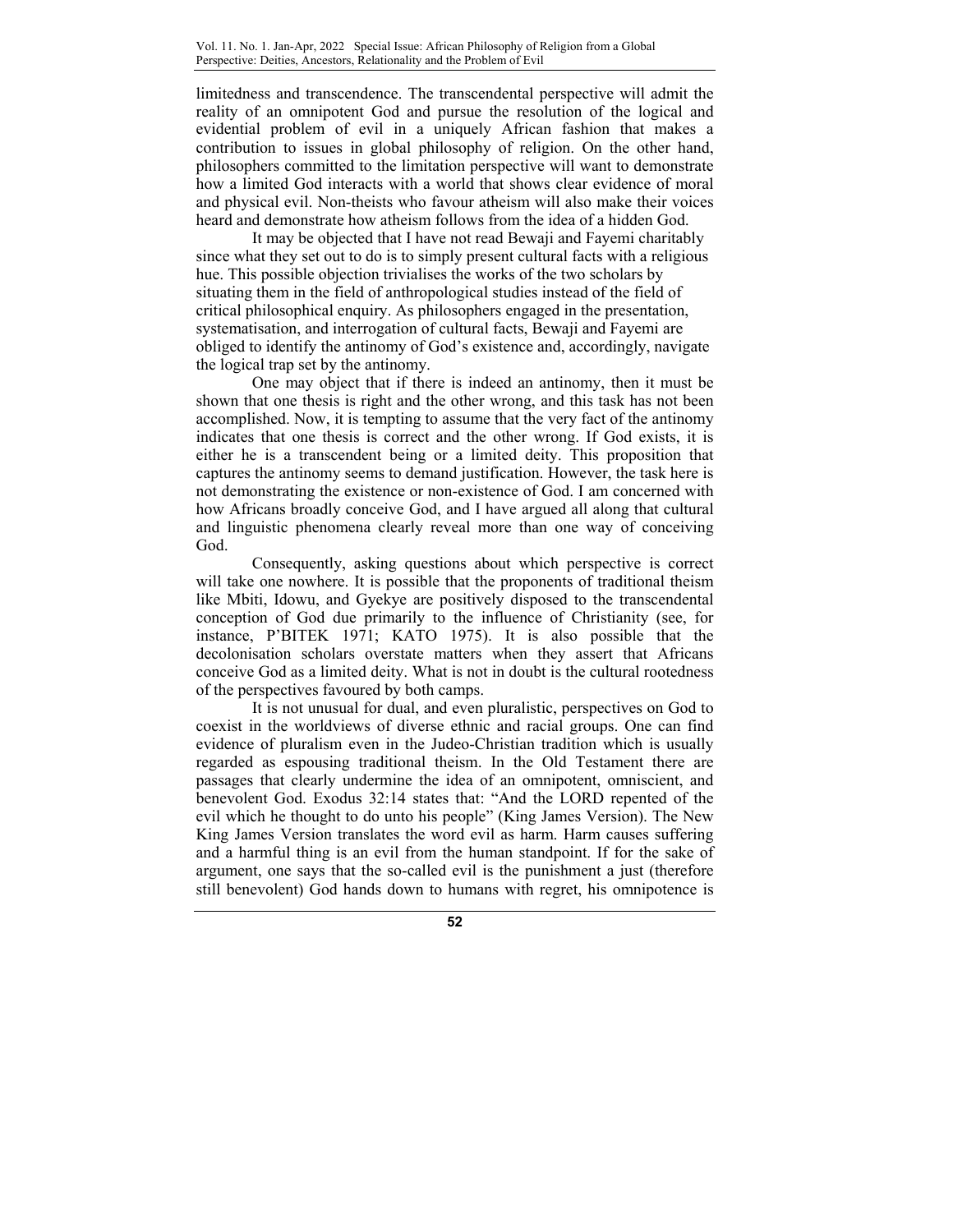limitedness and transcendence. The transcendental perspective will admit the reality of an omnipotent God and pursue the resolution of the logical and evidential problem of evil in a uniquely African fashion that makes a contribution to issues in global philosophy of religion. On the other hand, philosophers committed to the limitation perspective will want to demonstrate how a limited God interacts with a world that shows clear evidence of moral and physical evil. Non-theists who favour atheism will also make their voices heard and demonstrate how atheism follows from the idea of a hidden God.

It may be objected that I have not read Bewaji and Fayemi charitably since what they set out to do is to simply present cultural facts with a religious hue. This possible objection trivialises the works of the two scholars by situating them in the field of anthropological studies instead of the field of critical philosophical enquiry. As philosophers engaged in the presentation, systematisation, and interrogation of cultural facts, Bewaji and Fayemi are obliged to identify the antinomy of God's existence and, accordingly, navigate the logical trap set by the antinomy.

One may object that if there is indeed an antinomy, then it must be shown that one thesis is right and the other wrong, and this task has not been accomplished. Now, it is tempting to assume that the very fact of the antinomy indicates that one thesis is correct and the other wrong. If God exists, it is either he is a transcendent being or a limited deity. This proposition that captures the antinomy seems to demand justification. However, the task here is not demonstrating the existence or non-existence of God. I am concerned with how Africans broadly conceive God, and I have argued all along that cultural and linguistic phenomena clearly reveal more than one way of conceiving God.

Consequently, asking questions about which perspective is correct will take one nowhere. It is possible that the proponents of traditional theism like Mbiti, Idowu, and Gyekye are positively disposed to the transcendental conception of God due primarily to the influence of Christianity (see, for instance, P'BITEK 1971; KATO 1975). It is also possible that the decolonisation scholars overstate matters when they assert that Africans conceive God as a limited deity. What is not in doubt is the cultural rootedness of the perspectives favoured by both camps.

It is not unusual for dual, and even pluralistic, perspectives on God to coexist in the worldviews of diverse ethnic and racial groups. One can find evidence of pluralism even in the Judeo-Christian tradition which is usually regarded as espousing traditional theism. In the Old Testament there are passages that clearly undermine the idea of an omnipotent, omniscient, and benevolent God. Exodus 32:14 states that: "And the LORD repented of the evil which he thought to do unto his people" (King James Version). The New King James Version translates the word evil as harm. Harm causes suffering and a harmful thing is an evil from the human standpoint. If for the sake of argument, one says that the so-called evil is the punishment a just (therefore still benevolent) God hands down to humans with regret, his omnipotence is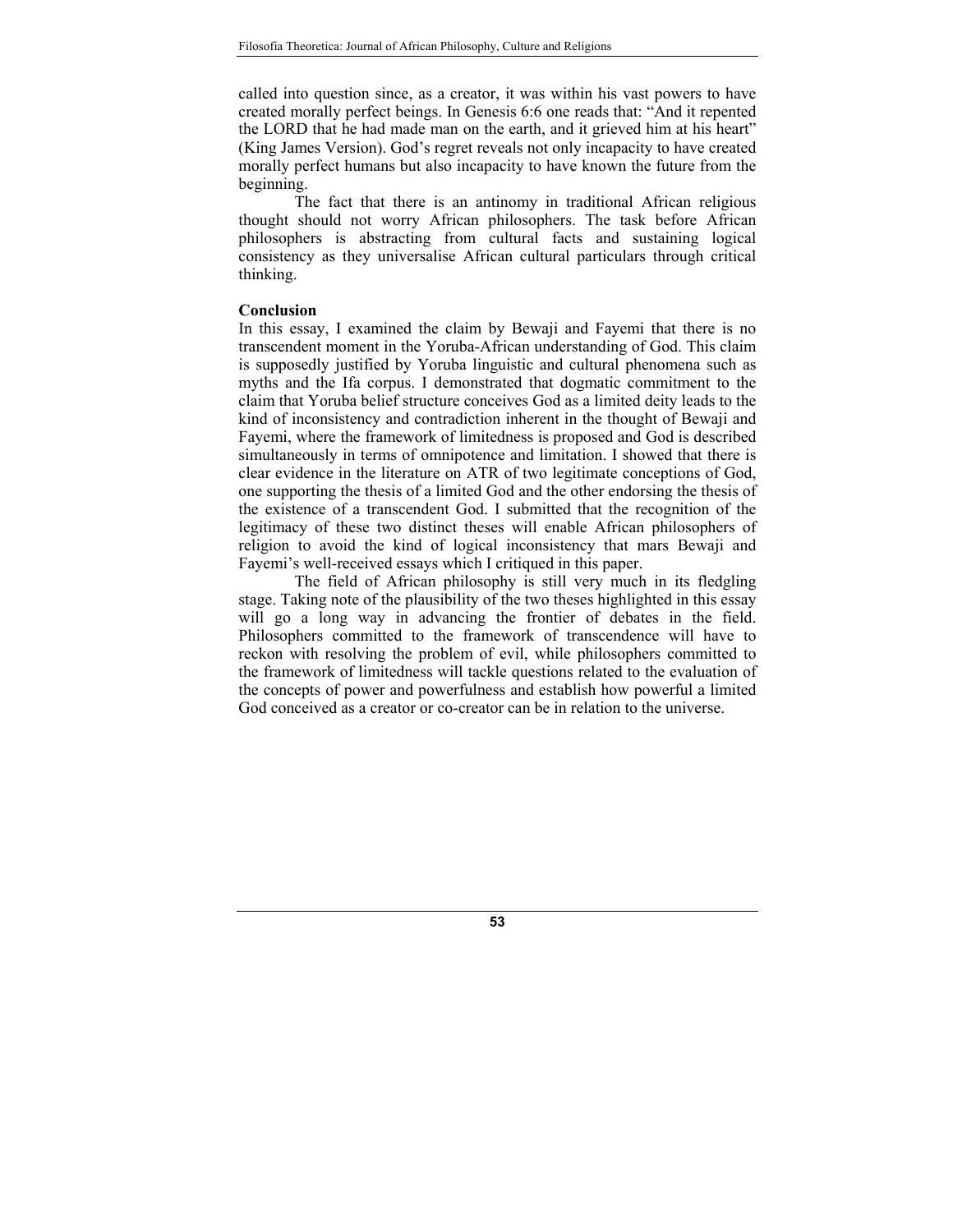called into question since, as a creator, it was within his vast powers to have created morally perfect beings. In Genesis 6:6 one reads that: "And it repented the LORD that he had made man on the earth, and it grieved him at his heart" (King James Version). God's regret reveals not only incapacity to have created morally perfect humans but also incapacity to have known the future from the beginning.

The fact that there is an antinomy in traditional African religious thought should not worry African philosophers. The task before African philosophers is abstracting from cultural facts and sustaining logical consistency as they universalise African cultural particulars through critical thinking.

**Conclusion**

In this essay, I examined the claim by Bewaji and Fayemi that there is no transcendent moment in the Yoruba-African understanding of God. This claim is supposedly justified by Yoruba linguistic and cultural phenomena such as myths and the Ifa corpus. I demonstrated that dogmatic commitment to the claim that Yoruba belief structure conceives God as a limited deity leads to the kind of inconsistency and contradiction inherent in the thought of Bewaji and Fayemi, where the framework of limitedness is proposed and God is described simultaneously in terms of omnipotence and limitation. I showed that there is clear evidence in the literature on ATR of two legitimate conceptions of God, one supporting the thesis of a limited God and the other endorsing the thesis of the existence of a transcendent God. I submitted that the recognition of the legitimacy of these two distinct theses will enable African philosophers of religion to avoid the kind of logical inconsistency that mars Bewaji and Fayemi's well-received essays which I critiqued in this paper.

The field of African philosophy is still very much in its fledgling stage. Taking note of the plausibility of the two theses highlighted in this essay will go a long way in advancing the frontier of debates in the field. Philosophers committed to the framework of transcendence will have to reckon with resolving the problem of evil, while philosophers committed to the framework of limitedness will tackle questions related to the evaluation of the concepts of power and powerfulness and establish how powerful a limited God conceived as a creator or co-creator can be in relation to the universe.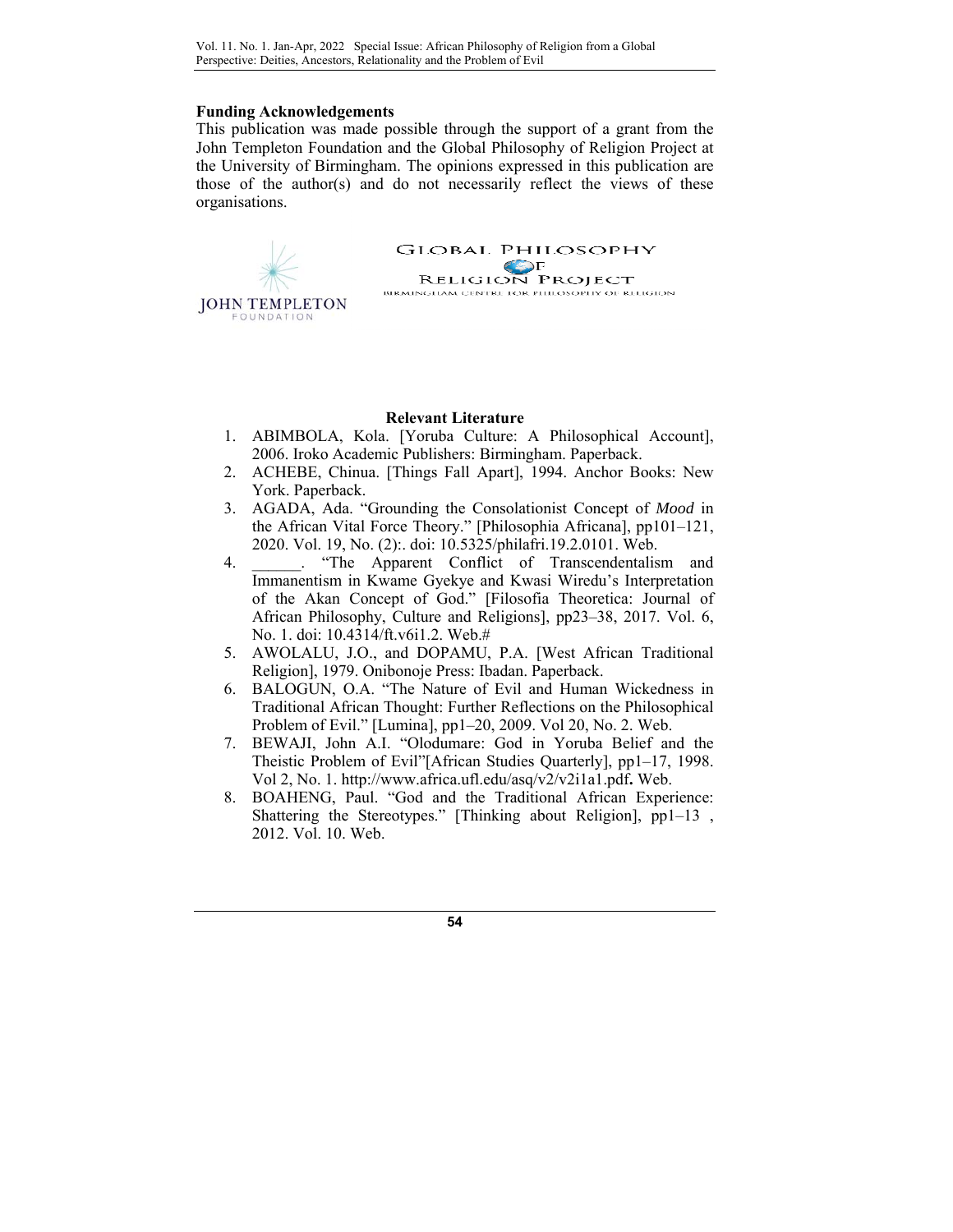**Funding Acknowledgements**

This publication was made possible through the support of a grant from the John Templeton Foundation and the Global Philosophy of Religion Project at the University of Birmingham. The opinions expressed in this publication are those of the author(s) and do not necessarily reflect the views of these organisations.

JOHN TEMPLETON FOUNDATION

GLOBAL PHILOSOPHY OF RELIGION PROJECT
BIRMINGHAM CENTRE FOR PHILOSOPHY OF RELIGION

**Relevant Literature**

1. ABIMBOLA, Kola. [Yoruba Culture: A Philosophical Account], 2006. Iroko Academic Publishers: Birmingham. Paperback.
2. ACHEBE, Chinua. [Things Fall Apart], 1994. Anchor Books: New York. Paperback.
3. AGADA, Ada. "Grounding the Consolationist Concept of *Mood* in the African Vital Force Theory." [Philosophia Africana], pp101–121, 2020. Vol. 19, No. (2):. doi: 10.5325/philafri.19.2.0101. Web.
4. ______. "The Apparent Conflict of Transcendentalism and Immanentism in Kwame Gyekye and Kwasi Wiredu's Interpretation of the Akan Concept of God." [Filosofia Theoretica: Journal of African Philosophy, Culture and Religions], pp23–38, 2017. Vol. 6, No. 1. doi: 10.4314/ft.v6i1.2. Web.#
5. AWOLALU, J.O., and DOPAMU, P.A. [West African Traditional Religion], 1979. Onibonoje Press: Ibadan. Paperback.
6. BALOGUN, O.A. "The Nature of Evil and Human Wickedness in Traditional African Thought: Further Reflections on the Philosophical Problem of Evil." [Lumina], pp1–20, 2009. Vol 20, No. 2. Web.
7. BEWAJI, John A.I. "Olodumare: God in Yoruba Belief and the Theistic Problem of Evil"[African Studies Quarterly], pp1–17, 1998. Vol 2, No. 1. http://www.africa.ufl.edu/asq/v2/v2i1a1.pdf**.** Web.
8. BOAHENG, Paul. "God and the Traditional African Experience: Shattering the Stereotypes." [Thinking about Religion], pp1–13 , 2012. Vol. 10. Web.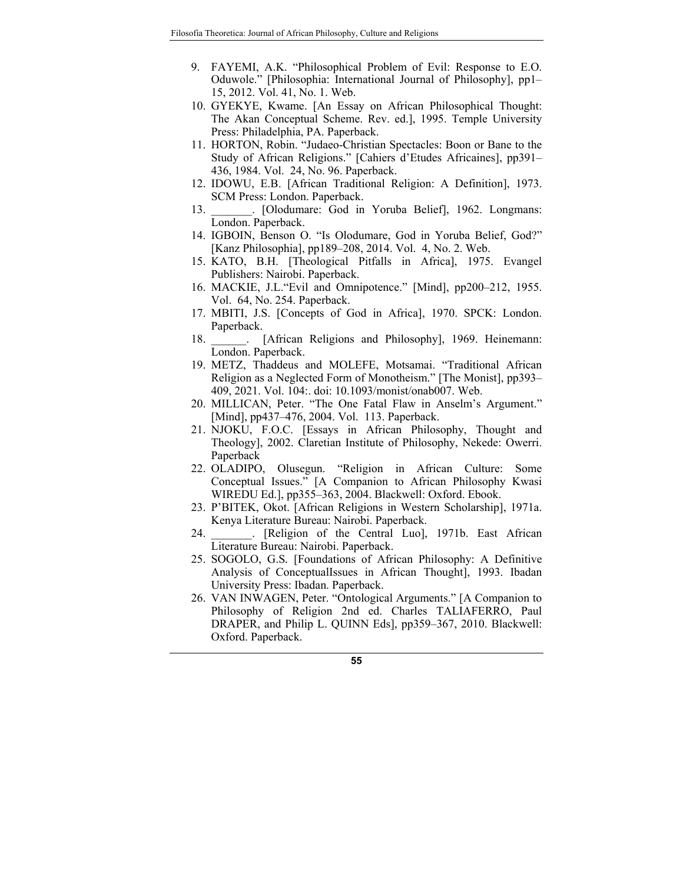9. FAYEMI, A.K. "Philosophical Problem of Evil: Response to E.O. Oduwole." [Philosophia: International Journal of Philosophy], pp1–15, 2012. Vol. 41, No. 1. Web.
10. GYEKYE, Kwame. [An Essay on African Philosophical Thought: The Akan Conceptual Scheme. Rev. ed.], 1995. Temple University Press: Philadelphia, PA. Paperback.
11. HORTON, Robin. "Judaeo-Christian Spectacles: Boon or Bane to the Study of African Religions." [Cahiers d'Etudes Africaines], pp391–436, 1984. Vol. 24, No. 96. Paperback.
12. IDOWU, E.B. [African Traditional Religion: A Definition], 1973. SCM Press: London. Paperback.
13. _______. [Olodumare: God in Yoruba Belief], 1962. Longmans: London. Paperback.
14. IGBOIN, Benson O. "Is Olodumare, God in Yoruba Belief, God?" [Kanz Philosophia], pp189–208, 2014. Vol. 4, No. 2. Web.
15. KATO, B.H. [Theological Pitfalls in Africa], 1975. Evangel Publishers: Nairobi. Paperback.
16. MACKIE, J.L."Evil and Omnipotence." [Mind], pp200–212, 1955. Vol. 64, No. 254. Paperback.
17. MBITI, J.S. [Concepts of God in Africa], 1970. SPCK: London. Paperback.
18. ______. [African Religions and Philosophy], 1969. Heinemann: London. Paperback.
19. METZ, Thaddeus and MOLEFE, Motsamai. "Traditional African Religion as a Neglected Form of Monotheism." [The Monist], pp393–409, 2021. Vol. 104:. doi: 10.1093/monist/onab007. Web.
20. MILLICAN, Peter. "The One Fatal Flaw in Anselm's Argument." [Mind], pp437–476, 2004. Vol. 113. Paperback.
21. NJOKU, F.O.C. [Essays in African Philosophy, Thought and Theology], 2002. Claretian Institute of Philosophy, Nekede: Owerri. Paperback
22. OLADIPO, Olusegun. "Religion in African Culture: Some Conceptual Issues." [A Companion to African Philosophy Kwasi WIREDU Ed.], pp355–363, 2004. Blackwell: Oxford. Ebook.
23. P'BITEK, Okot. [African Religions in Western Scholarship], 1971a. Kenya Literature Bureau: Nairobi. Paperback.
24. _______. [Religion of the Central Luo], 1971b. East African Literature Bureau: Nairobi. Paperback.
25. SOGOLO, G.S. [Foundations of African Philosophy: A Definitive Analysis of ConceptualIssues in African Thought], 1993. Ibadan University Press: Ibadan. Paperback.
26. VAN INWAGEN, Peter. "Ontological Arguments." [A Companion to Philosophy of Religion 2nd ed. Charles TALIAFERRO, Paul DRAPER, and Philip L. QUINN Eds], pp359–367, 2010. Blackwell: Oxford. Paperback.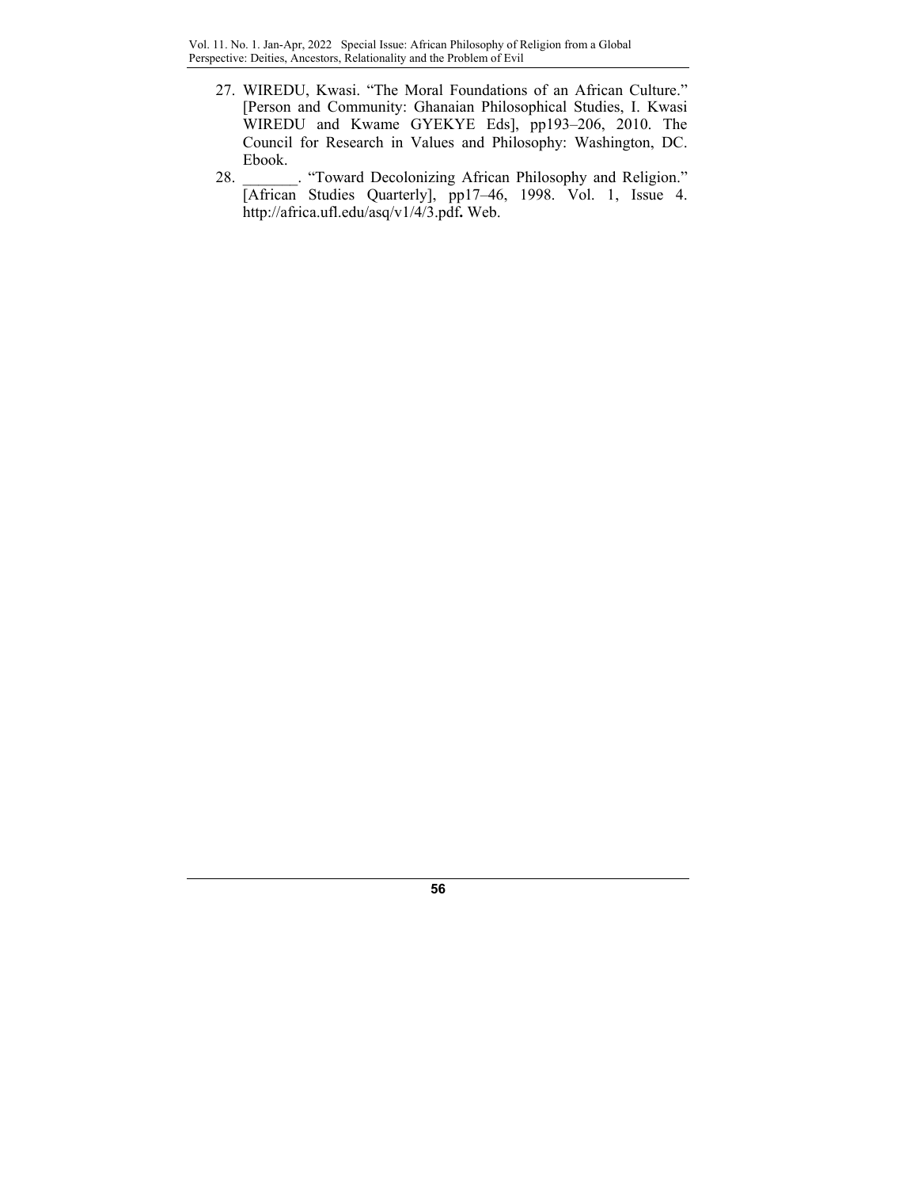27. WIREDU, Kwasi. "The Moral Foundations of an African Culture." [Person and Community: Ghanaian Philosophical Studies, I. Kwasi WIREDU and Kwame GYEKYE Eds], pp193–206, 2010. The Council for Research in Values and Philosophy: Washington, DC. Ebook.
28. _______. "Toward Decolonizing African Philosophy and Religion." [African Studies Quarterly], pp17–46, 1998. Vol. 1, Issue 4. http://africa.ufl.edu/asq/v1/4/3.pdf. Web.